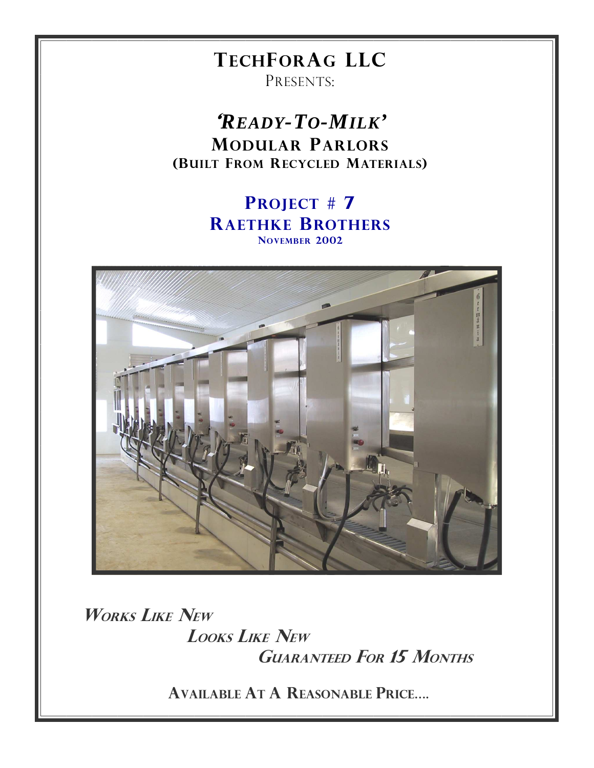# TechForAg LLC

Presents:

## *'Ready-To-Milk'*

## Modular Parlors

### (Built From Recycled Materials)

## Project # 7

## Raethke Brothers

**November 2002**

***Works Like New***

***Looks Like New***

***Guaranteed For 15 Months***

**Available At A Reasonable Price….**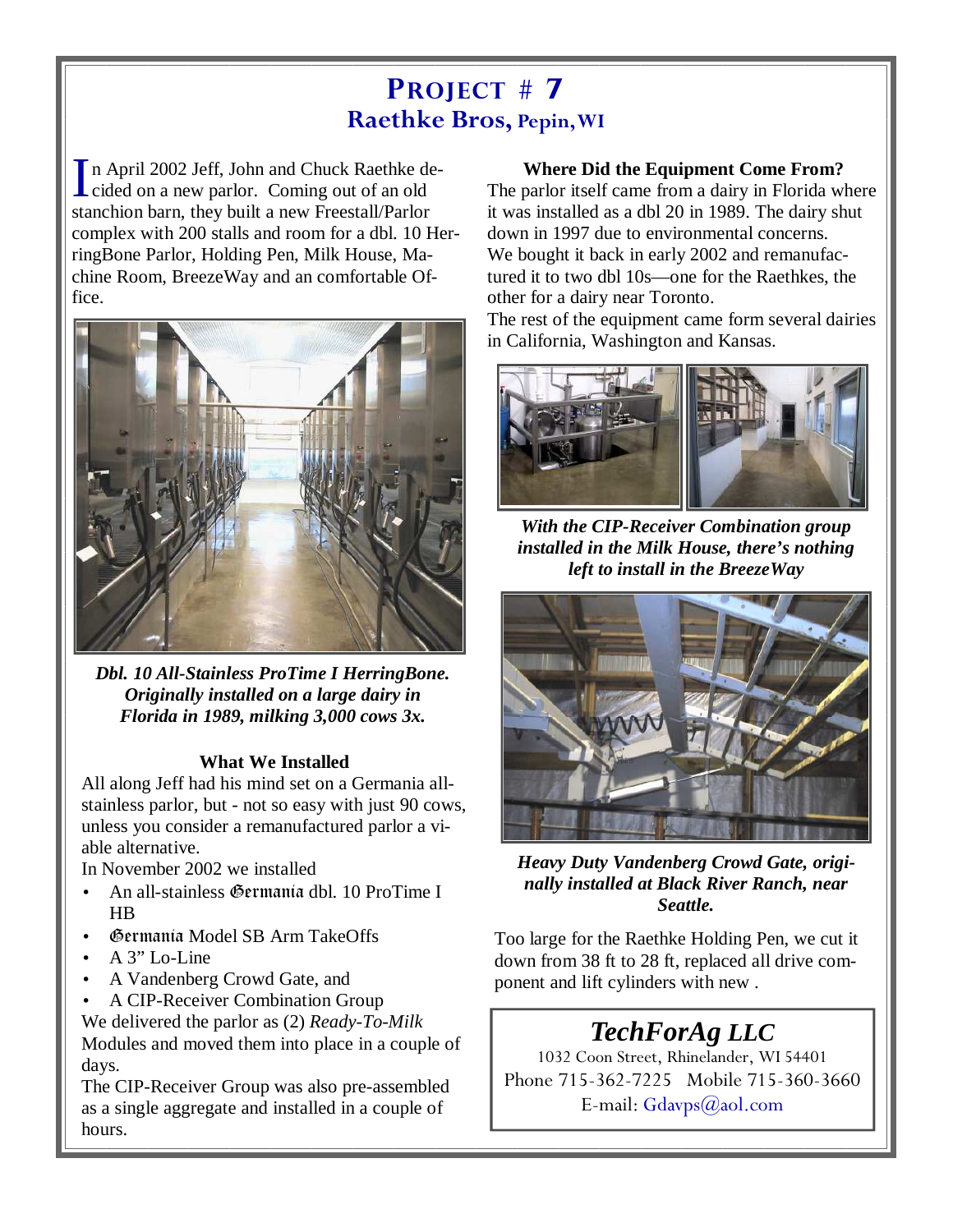# PROJECT # 7

## Raethke Bros, Pepin, WI

In April 2002 Jeff, John and Chuck Raethke decided on a new parlor. Coming out of an old stanchion barn, they built a new Freestall/Parlor complex with 200 stalls and room for a dbl. 10 HerringBone Parlor, Holding Pen, Milk House, Machine Room, BreezeWay and an comfortable Office.

***Dbl. 10 All-Stainless ProTime I HerringBone. Originally installed on a large dairy in Florida in 1989, milking 3,000 cows 3x.***

### What We Installed

All along Jeff had his mind set on a Germania all-stainless parlor, but - not so easy with just 90 cows, unless you consider a remanufactured parlor a viable alternative.

In November 2002 we installed

- An all-stainless Germania dbl. 10 ProTime I HB
- Germania Model SB Arm TakeOffs
- A 3" Lo-Line
- A Vandenberg Crowd Gate, and
- A CIP-Receiver Combination Group

We delivered the parlor as (2) *Ready-To-Milk* Modules and moved them into place in a couple of days.

The CIP-Receiver Group was also pre-assembled as a single aggregate and installed in a couple of hours.

### Where Did the Equipment Come From?

The parlor itself came from a dairy in Florida where it was installed as a dbl 20 in 1989. The dairy shut down in 1997 due to environmental concerns. We bought it back in early 2002 and remanufactured it to two dbl 10s—one for the Raethkes, the other for a dairy near Toronto.

The rest of the equipment came form several dairies in California, Washington and Kansas.

***With the CIP-Receiver Combination group installed in the Milk House, there's nothing left to install in the BreezeWay***

***Heavy Duty Vandenberg Crowd Gate, originally installed at Black River Ranch, near Seattle.***

Too large for the Raethke Holding Pen, we cut it down from 38 ft to 28 ft, replaced all drive component and lift cylinders with new .

**TechForAg LLC**

1032 Coon Street, Rhinelander, WI 54401

Phone 715-362-7225 Mobile 715-360-3660

E-mail: Gdavps@aol.com